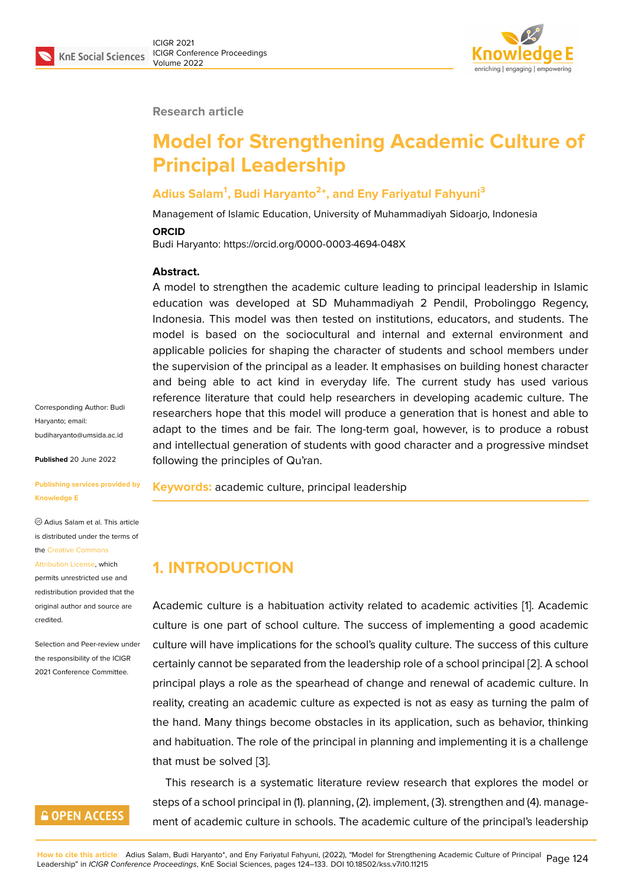Research article

# Model for Strengthening Academic Culture of Principal Leadership

**Adius Salam[1], Budi Haryanto[2]*, and Eny Fariyatul Fahyuni[3]**

Management of Islamic Education, University of Muhammadiyah Sidoarjo, Indonesia

**ORCID**

Budi Haryanto: https://orcid.org/0000-0003-4694-048X

**Abstract.**

A model to strengthen the academic culture leading to principal leadership in Islamic education was developed at SD Muhammadiyah 2 Pendil, Probolinggo Regency, Indonesia. This model was then tested on institutions, educators, and students. The model is based on the sociocultural and internal and external environment and applicable policies for shaping the character of students and school members under the supervision of the principal as a leader. It emphasises on building honest character and being able to act kind in everyday life. The current study has used various reference literature that could help researchers in developing academic culture. The researchers hope that this model will produce a generation that is honest and able to adapt to the times and be fair. The long-term goal, however, is to produce a robust and intellectual generation of students with good character and a progressive mindset following the principles of Qu'ran.

**Keywords:** academic culture, principal leadership

Corresponding Author: Budi Haryanto; email: budiharyanto@umsida.ac.id

**Published** 20 June 2022

**Publishing services provided by Knowledge E**

Adius Salam et al. This article is distributed under the terms of the Creative Commons Attribution License, which permits unrestricted use and redistribution provided that the original author and source are credited.

Selection and Peer-review under the responsibility of the ICIGR 2021 Conference Committee.

## 1. INTRODUCTION

Academic culture is a habituation activity related to academic activities [1]. Academic culture is one part of school culture. The success of implementing a good academic culture will have implications for the school's quality culture. The success of this culture certainly cannot be separated from the leadership role of a school principal [2]. A school principal plays a role as the spearhead of change and renewal of academic culture. In reality, creating an academic culture as expected is not as easy as turning the palm of the hand. Many things become obstacles in its application, such as behavior, thinking and habituation. The role of the principal in planning and implementing it is a challenge that must be solved [3].

This research is a systematic literature review research that explores the model or steps of a school principal in (1). planning, (2). implement, (3). strengthen and (4). management of academic culture in schools. The academic culture of the principal's leadership

How to cite this article: Adius Salam, Budi Haryanto*, and Eny Fariyatul Fahyuni, (2022), "Model for Strengthening Academic Culture of Principal Leadership" in *ICIGR Conference Proceedings*, KnE Social Sciences, pages 124–133. DOI 10.18502/kss.v7i10.11215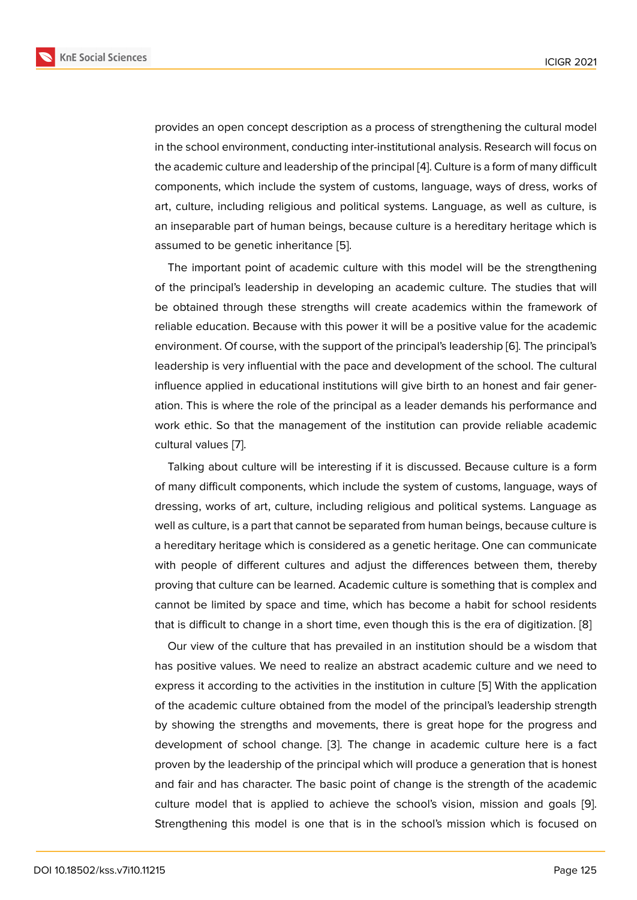provides an open concept description as a process of strengthening the cultural model in the school environment, conducting inter-institutional analysis. Research will focus on the academic culture and leadership of the principal [4]. Culture is a form of many difficult components, which include the system of customs, language, ways of dress, works of art, culture, including religious and political systems. Language, as well as culture, is an inseparable part of human beings, because culture is a hereditary heritage which is assumed to be genetic inheritance [5].

The important point of academic culture with this model will be the strengthening of the principal's leadership in developing an academic culture. The studies that will be obtained through these strengths will create academics within the framework of reliable education. Because with this power it will be a positive value for the academic environment. Of course, with the support of the principal's leadership [6]. The principal's leadership is very influential with the pace and development of the school. The cultural influence applied in educational institutions will give birth to an honest and fair generation. This is where the role of the principal as a leader demands his performance and work ethic. So that the management of the institution can provide reliable academic cultural values [7].

Talking about culture will be interesting if it is discussed. Because culture is a form of many difficult components, which include the system of customs, language, ways of dressing, works of art, culture, including religious and political systems. Language as well as culture, is a part that cannot be separated from human beings, because culture is a hereditary heritage which is considered as a genetic heritage. One can communicate with people of different cultures and adjust the differences between them, thereby proving that culture can be learned. Academic culture is something that is complex and cannot be limited by space and time, which has become a habit for school residents that is difficult to change in a short time, even though this is the era of digitization. [8]

Our view of the culture that has prevailed in an institution should be a wisdom that has positive values. We need to realize an abstract academic culture and we need to express it according to the activities in the institution in culture [5] With the application of the academic culture obtained from the model of the principal's leadership strength by showing the strengths and movements, there is great hope for the progress and development of school change. [3]. The change in academic culture here is a fact proven by the leadership of the principal which will produce a generation that is honest and fair and has character. The basic point of change is the strength of the academic culture model that is applied to achieve the school's vision, mission and goals [9]. Strengthening this model is one that is in the school's mission which is focused on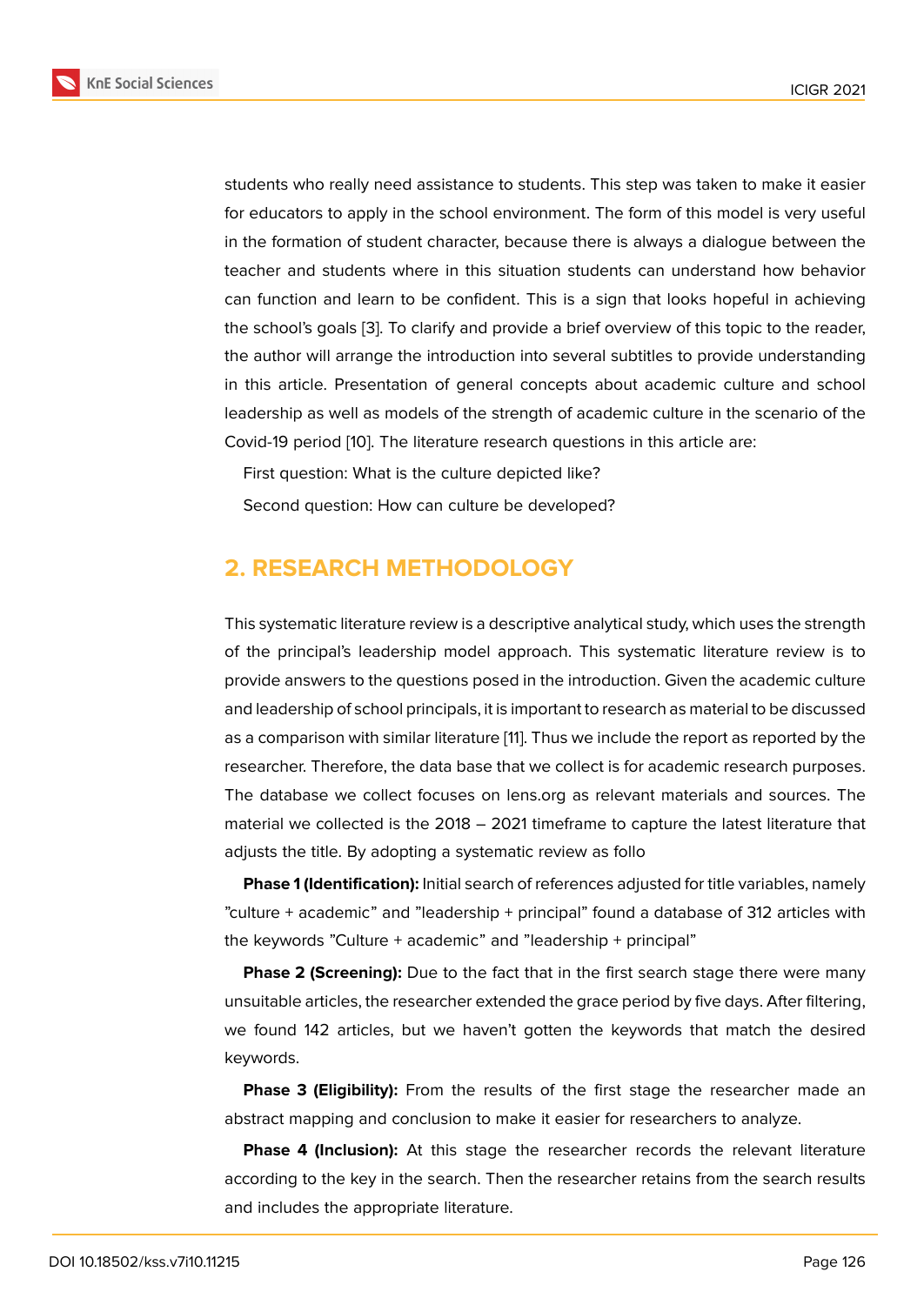students who really need assistance to students. This step was taken to make it easier for educators to apply in the school environment. The form of this model is very useful in the formation of student character, because there is always a dialogue between the teacher and students where in this situation students can understand how behavior can function and learn to be confident. This is a sign that looks hopeful in achieving the school's goals [3]. To clarify and provide a brief overview of this topic to the reader, the author will arrange the introduction into several subtitles to provide understanding in this article. Presentation of general concepts about academic culture and school leadership as well as models of the strength of academic culture in the scenario of the Covid-19 period [10]. The literature research questions in this article are:

First question: What is the culture depicted like?

Second question: How can culture be developed?

## 2. RESEARCH METHODOLOGY

This systematic literature review is a descriptive analytical study, which uses the strength of the principal's leadership model approach. This systematic literature review is to provide answers to the questions posed in the introduction. Given the academic culture and leadership of school principals, it is important to research as material to be discussed as a comparison with similar literature [11]. Thus we include the report as reported by the researcher. Therefore, the data base that we collect is for academic research purposes. The database we collect focuses on lens.org as relevant materials and sources. The material we collected is the 2018 – 2021 timeframe to capture the latest literature that adjusts the title. By adopting a systematic review as follo

**Phase 1 (Identification):** Initial search of references adjusted for title variables, namely "culture + academic" and "leadership + principal" found a database of 312 articles with the keywords "Culture + academic" and "leadership + principal"

**Phase 2 (Screening):** Due to the fact that in the first search stage there were many unsuitable articles, the researcher extended the grace period by five days. After filtering, we found 142 articles, but we haven't gotten the keywords that match the desired keywords.

**Phase 3 (Eligibility):** From the results of the first stage the researcher made an abstract mapping and conclusion to make it easier for researchers to analyze.

**Phase 4 (Inclusion):** At this stage the researcher records the relevant literature according to the key in the search. Then the researcher retains from the search results and includes the appropriate literature.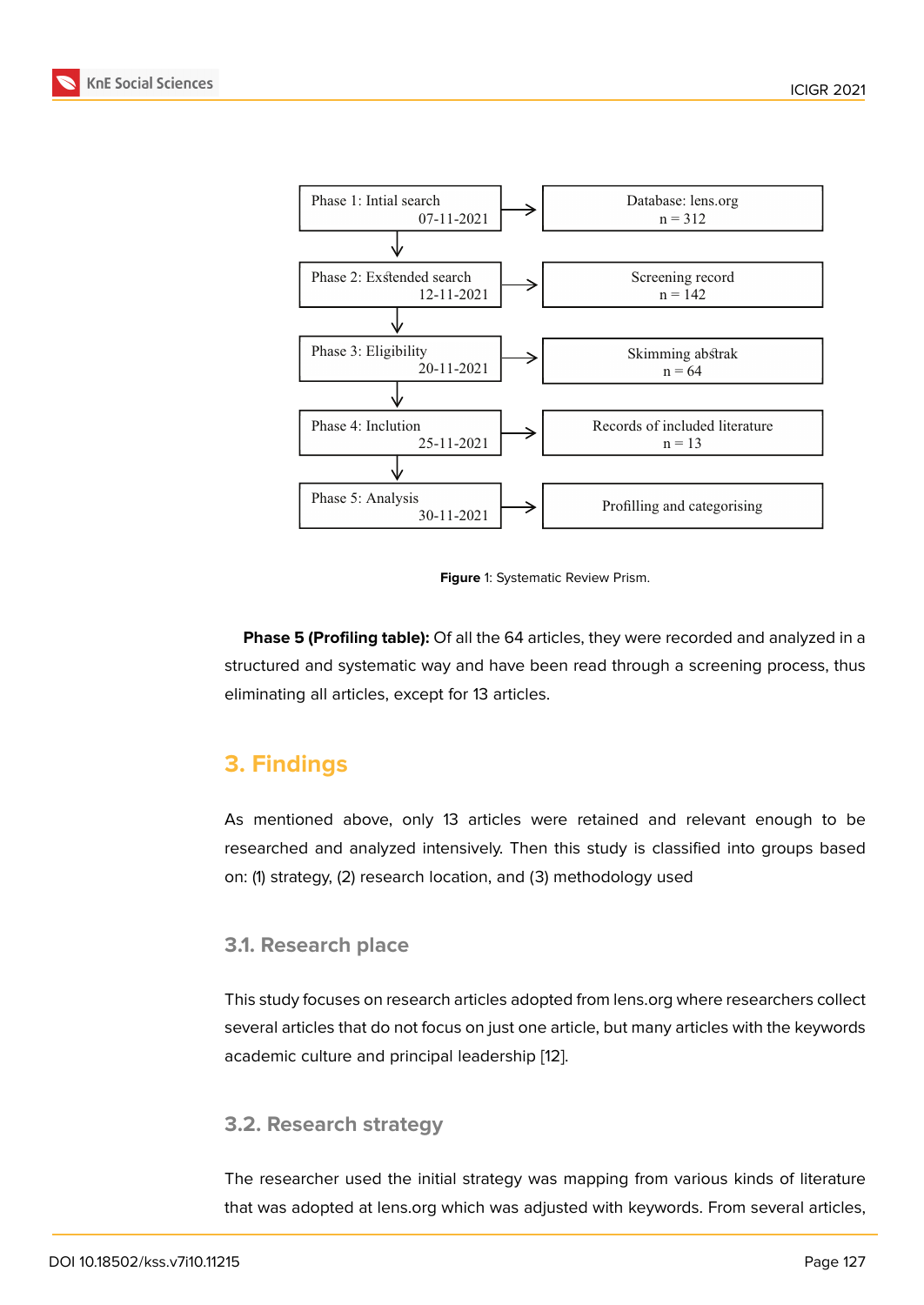| Phase | Result |
|---|---|
| Phase 1: Intial search 07-11-2021 | Database: lens.org n = 312 |
| Phase 2: Exstended search 12-11-2021 | Screening record n = 142 |
| Phase 3: Eligibility 20-11-2021 | Skimming abstrak n = 64 |
| Phase 4: Inclution 25-11-2021 | Records of included literature n = 13 |
| Phase 5: Analysis 30-11-2021 | Profilling and categorising |

**Figure** 1: Systematic Review Prism.

**Phase 5 (Profiling table):** Of all the 64 articles, they were recorded and analyzed in a structured and systematic way and have been read through a screening process, thus eliminating all articles, except for 13 articles.

## 3. Findings

As mentioned above, only 13 articles were retained and relevant enough to be researched and analyzed intensively. Then this study is classified into groups based on: (1) strategy, (2) research location, and (3) methodology used

### 3.1. Research place

This study focuses on research articles adopted from lens.org where researchers collect several articles that do not focus on just one article, but many articles with the keywords academic culture and principal leadership [12].

### 3.2. Research strategy

The researcher used the initial strategy was mapping from various kinds of literature that was adopted at lens.org which was adjusted with keywords. From several articles,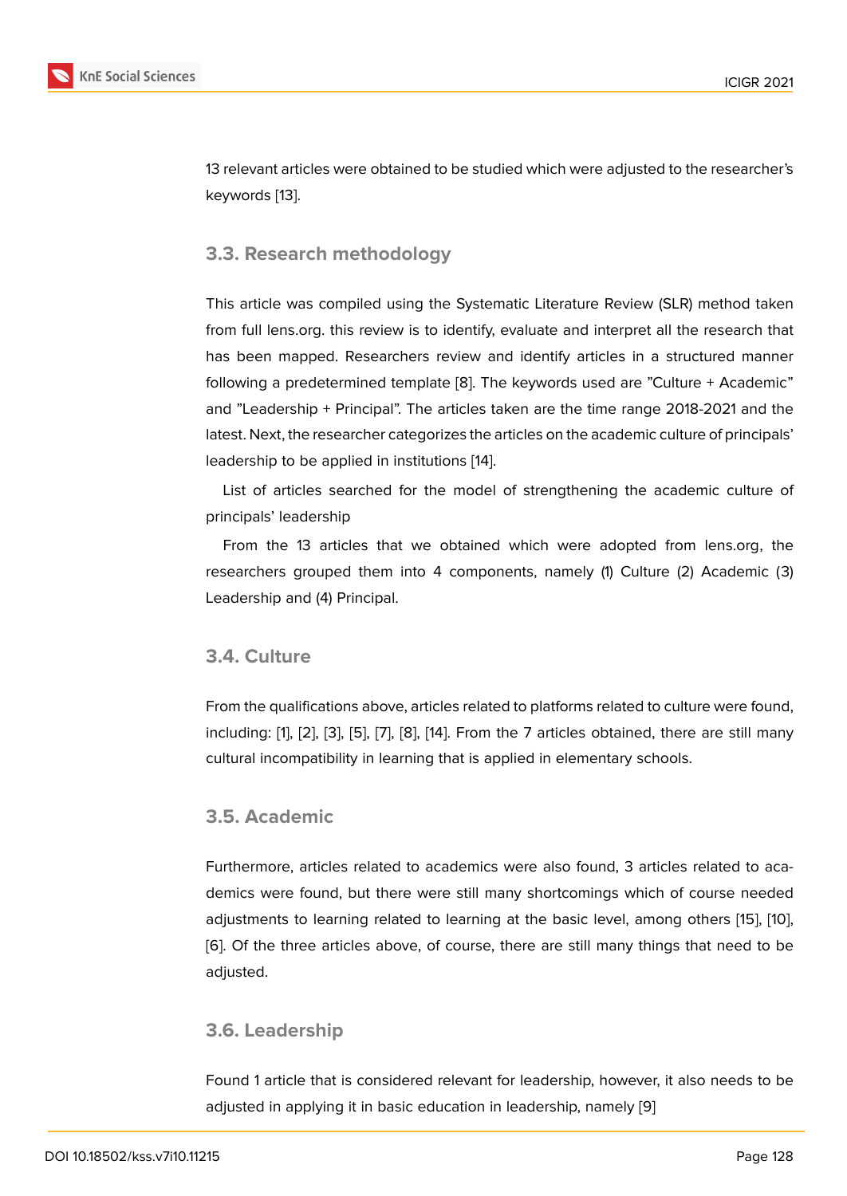13 relevant articles were obtained to be studied which were adjusted to the researcher's keywords [13].

### 3.3. Research methodology

This article was compiled using the Systematic Literature Review (SLR) method taken from full lens.org. this review is to identify, evaluate and interpret all the research that has been mapped. Researchers review and identify articles in a structured manner following a predetermined template [8]. The keywords used are "Culture + Academic" and "Leadership + Principal". The articles taken are the time range 2018-2021 and the latest. Next, the researcher categorizes the articles on the academic culture of principals' leadership to be applied in institutions [14].

List of articles searched for the model of strengthening the academic culture of principals' leadership

From the 13 articles that we obtained which were adopted from lens.org, the researchers grouped them into 4 components, namely (1) Culture (2) Academic (3) Leadership and (4) Principal.

### 3.4. Culture

From the qualifications above, articles related to platforms related to culture were found, including: [1], [2], [3], [5], [7], [8], [14]. From the 7 articles obtained, there are still many cultural incompatibility in learning that is applied in elementary schools.

### 3.5. Academic

Furthermore, articles related to academics were also found, 3 articles related to academics were found, but there were still many shortcomings which of course needed adjustments to learning related to learning at the basic level, among others [15], [10], [6]. Of the three articles above, of course, there are still many things that need to be adjusted.

### 3.6. Leadership

Found 1 article that is considered relevant for leadership, however, it also needs to be adjusted in applying it in basic education in leadership, namely [9]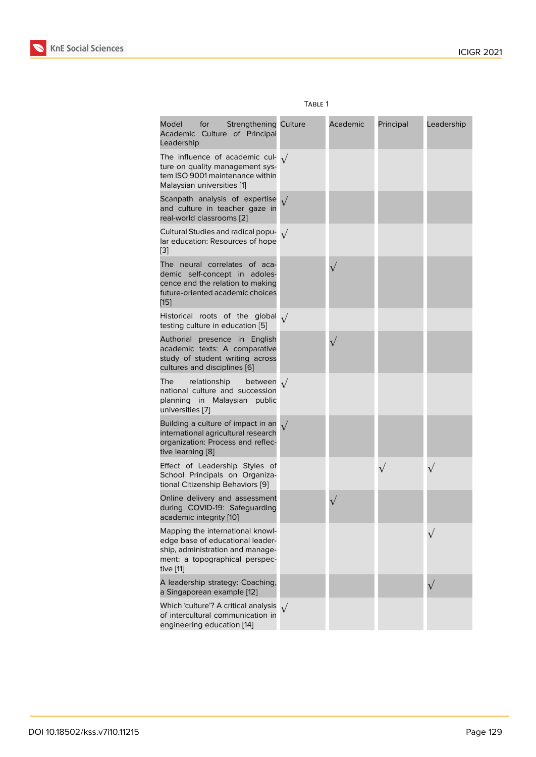Table 1

| Model for Strengthening Academic Culture of Principal Leadership | Culture | Academic | Principal | Leadership |
|---|---|---|---|---|
| The influence of academic culture on quality management system ISO 9001 maintenance within Malaysian universities [1] | √ | | | |
| Scanpath analysis of expertise and culture in teacher gaze in real-world classrooms [2] | √ | | | |
| Cultural Studies and radical popular education: Resources of hope [3] | √ | | | |
| The neural correlates of academic self-concept in adolescence and the relation to making future-oriented academic choices [15] | | √ | | |
| Historical roots of the global testing culture in education [5] | √ | | | |
| Authorial presence in English academic texts: A comparative study of student writing across cultures and disciplines [6] | | √ | | |
| The relationship between national culture and succession planning in Malaysian public universities [7] | √ | | | |
| Building a culture of impact in an international agricultural research organization: Process and reflective learning [8] | √ | | | |
| Effect of Leadership Styles of School Principals on Organizational Citizenship Behaviors [9] | | | √ | √ |
| Online delivery and assessment during COVID-19: Safeguarding academic integrity [10] | | √ | | |
| Mapping the international knowledge base of educational leadership, administration and management: a topographical perspective [11] | | | | √ |
| A leadership strategy: Coaching, a Singaporean example [12] | | | | √ |
| Which 'culture'? A critical analysis of intercultural communication in engineering education [14] | √ | | | |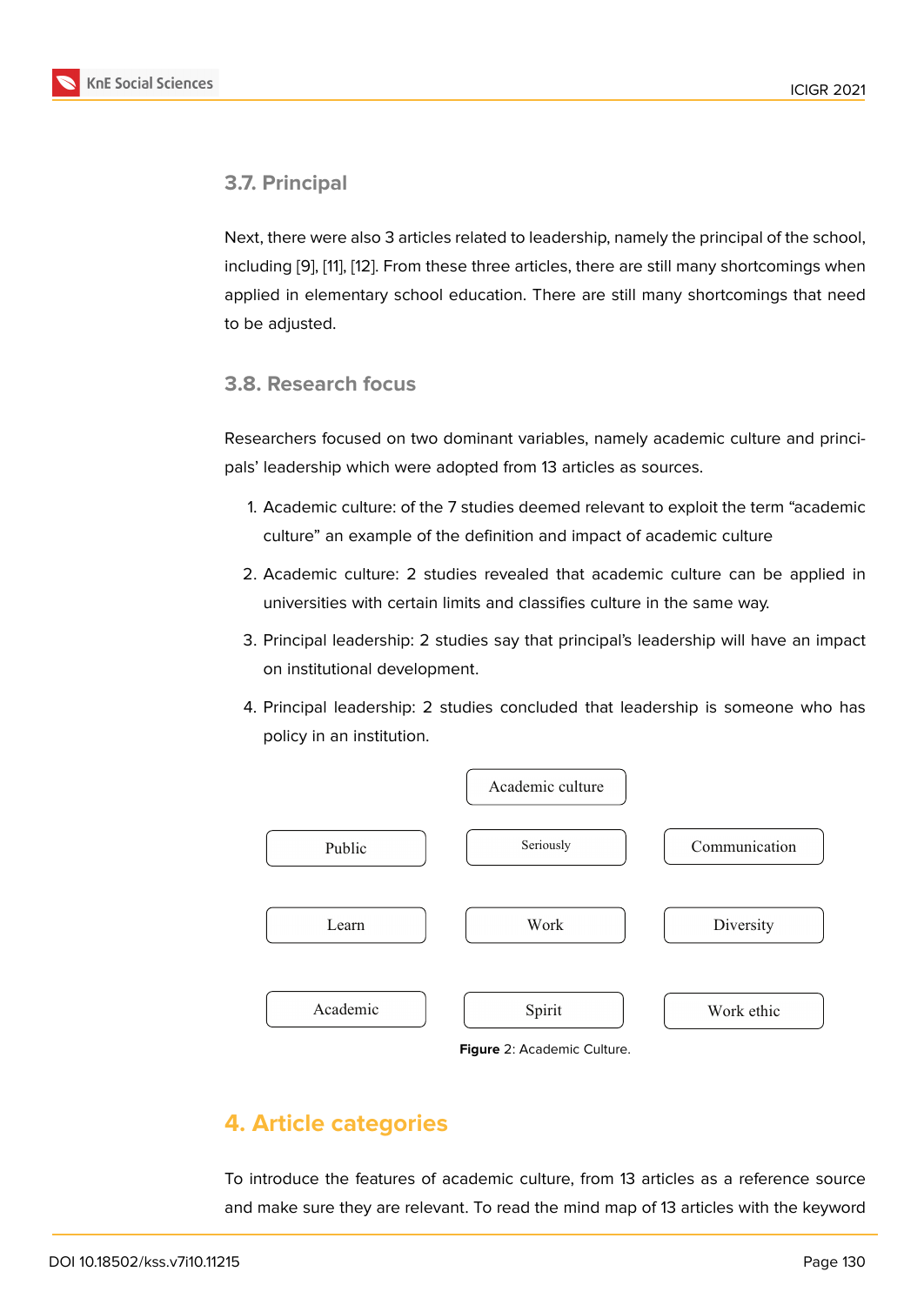### 3.7. Principal

Next, there were also 3 articles related to leadership, namely the principal of the school, including [9], [11], [12]. From these three articles, there are still many shortcomings when applied in elementary school education. There are still many shortcomings that need to be adjusted.

### 3.8. Research focus

Researchers focused on two dominant variables, namely academic culture and principals' leadership which were adopted from 13 articles as sources.

1. Academic culture: of the 7 studies deemed relevant to exploit the term "academic culture" an example of the definition and impact of academic culture
2. Academic culture: 2 studies revealed that academic culture can be applied in universities with certain limits and classifies culture in the same way.
3. Principal leadership: 2 studies say that principal's leadership will have an impact on institutional development.
4. Principal leadership: 2 studies concluded that leadership is someone who has policy in an institution.

Academic culture

| Public | Seriously | Communication |
|---|---|---|
| Learn | Work | Diversity |
| Academic | Spirit | Work ethic |

**Figure** 2: Academic Culture.

## 4. Article categories

To introduce the features of academic culture, from 13 articles as a reference source and make sure they are relevant. To read the mind map of 13 articles with the keyword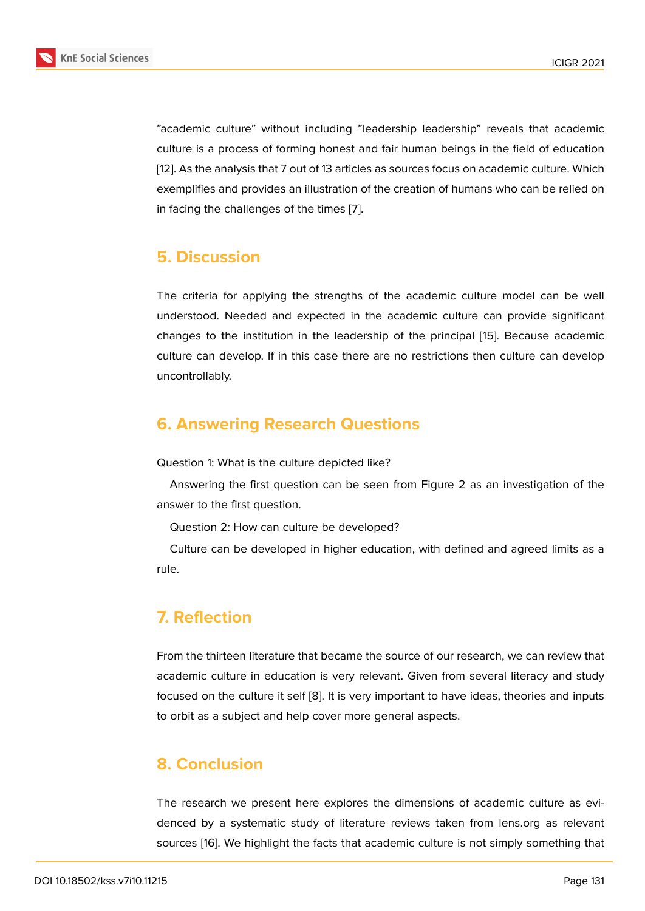"academic culture" without including "leadership leadership" reveals that academic culture is a process of forming honest and fair human beings in the field of education [12]. As the analysis that 7 out of 13 articles as sources focus on academic culture. Which exemplifies and provides an illustration of the creation of humans who can be relied on in facing the challenges of the times [7].

## 5. Discussion

The criteria for applying the strengths of the academic culture model can be well understood. Needed and expected in the academic culture can provide significant changes to the institution in the leadership of the principal [15]. Because academic culture can develop. If in this case there are no restrictions then culture can develop uncontrollably.

## 6. Answering Research Questions

Question 1: What is the culture depicted like?

Answering the first question can be seen from Figure 2 as an investigation of the answer to the first question.

Question 2: How can culture be developed?

Culture can be developed in higher education, with defined and agreed limits as a rule.

## 7. Reflection

From the thirteen literature that became the source of our research, we can review that academic culture in education is very relevant. Given from several literacy and study focused on the culture it self [8]. It is very important to have ideas, theories and inputs to orbit as a subject and help cover more general aspects.

## 8. Conclusion

The research we present here explores the dimensions of academic culture as evidenced by a systematic study of literature reviews taken from lens.org as relevant sources [16]. We highlight the facts that academic culture is not simply something that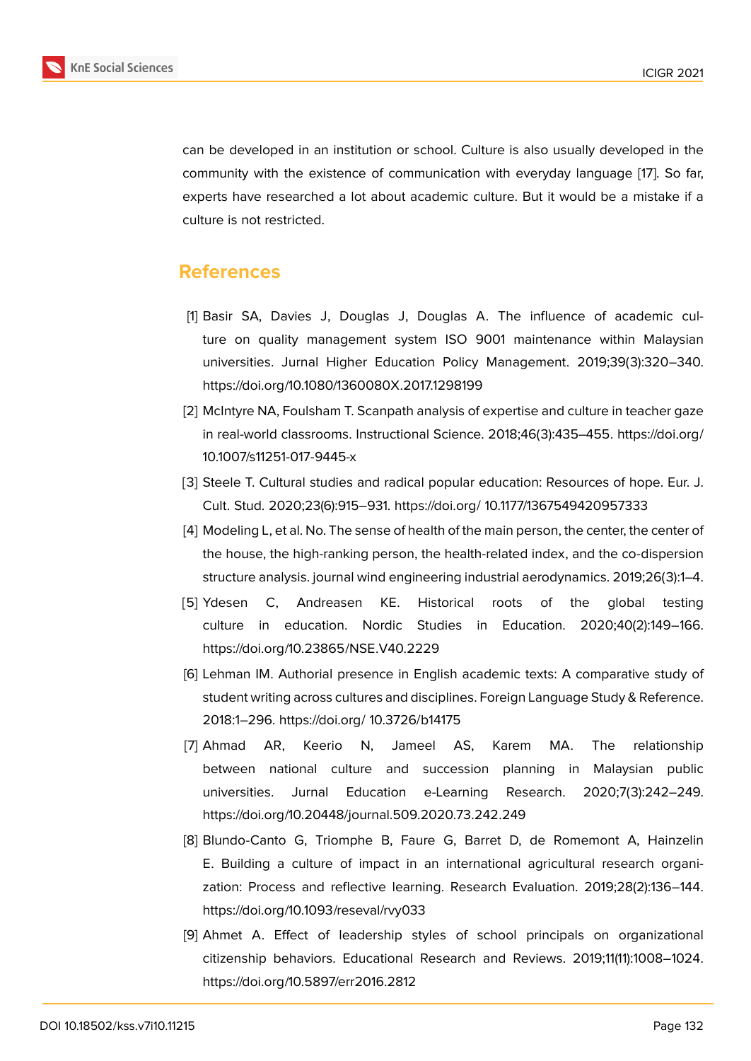can be developed in an institution or school. Culture is also usually developed in the community with the existence of communication with everyday language [17]. So far, experts have researched a lot about academic culture. But it would be a mistake if a culture is not restricted.

## References

[1] Basir SA, Davies J, Douglas J, Douglas A. The influence of academic culture on quality management system ISO 9001 maintenance within Malaysian universities. Jurnal Higher Education Policy Management. 2019;39(3):320–340. https://doi.org/10.1080/1360080X.2017.1298199

[2] McIntyre NA, Foulsham T. Scanpath analysis of expertise and culture in teacher gaze in real-world classrooms. Instructional Science. 2018;46(3):435–455. https://doi.org/10.1007/s11251-017-9445-x

[3] Steele T. Cultural studies and radical popular education: Resources of hope. Eur. J. Cult. Stud. 2020;23(6):915–931. https://doi.org/ 10.1177/1367549420957333

[4] Modeling L, et al. No. The sense of health of the main person, the center, the center of the house, the high-ranking person, the health-related index, and the co-dispersion structure analysis. journal wind engineering industrial aerodynamics. 2019;26(3):1–4.

[5] Ydesen C, Andreasen KE. Historical roots of the global testing culture in education. Nordic Studies in Education. 2020;40(2):149–166. https://doi.org/10.23865/NSE.V40.2229

[6] Lehman IM. Authorial presence in English academic texts: A comparative study of student writing across cultures and disciplines. Foreign Language Study & Reference. 2018:1–296. https://doi.org/ 10.3726/b14175

[7] Ahmad AR, Keerio N, Jameel AS, Karem MA. The relationship between national culture and succession planning in Malaysian public universities. Jurnal Education e-Learning Research. 2020;7(3):242–249. https://doi.org/10.20448/journal.509.2020.73.242.249

[8] Blundo-Canto G, Triomphe B, Faure G, Barret D, de Romemont A, Hainzelin E. Building a culture of impact in an international agricultural research organization: Process and reflective learning. Research Evaluation. 2019;28(2):136–144. https://doi.org/10.1093/reseval/rvy033

[9] Ahmet A. Effect of leadership styles of school principals on organizational citizenship behaviors. Educational Research and Reviews. 2019;11(11):1008–1024. https://doi.org/10.5897/err2016.2812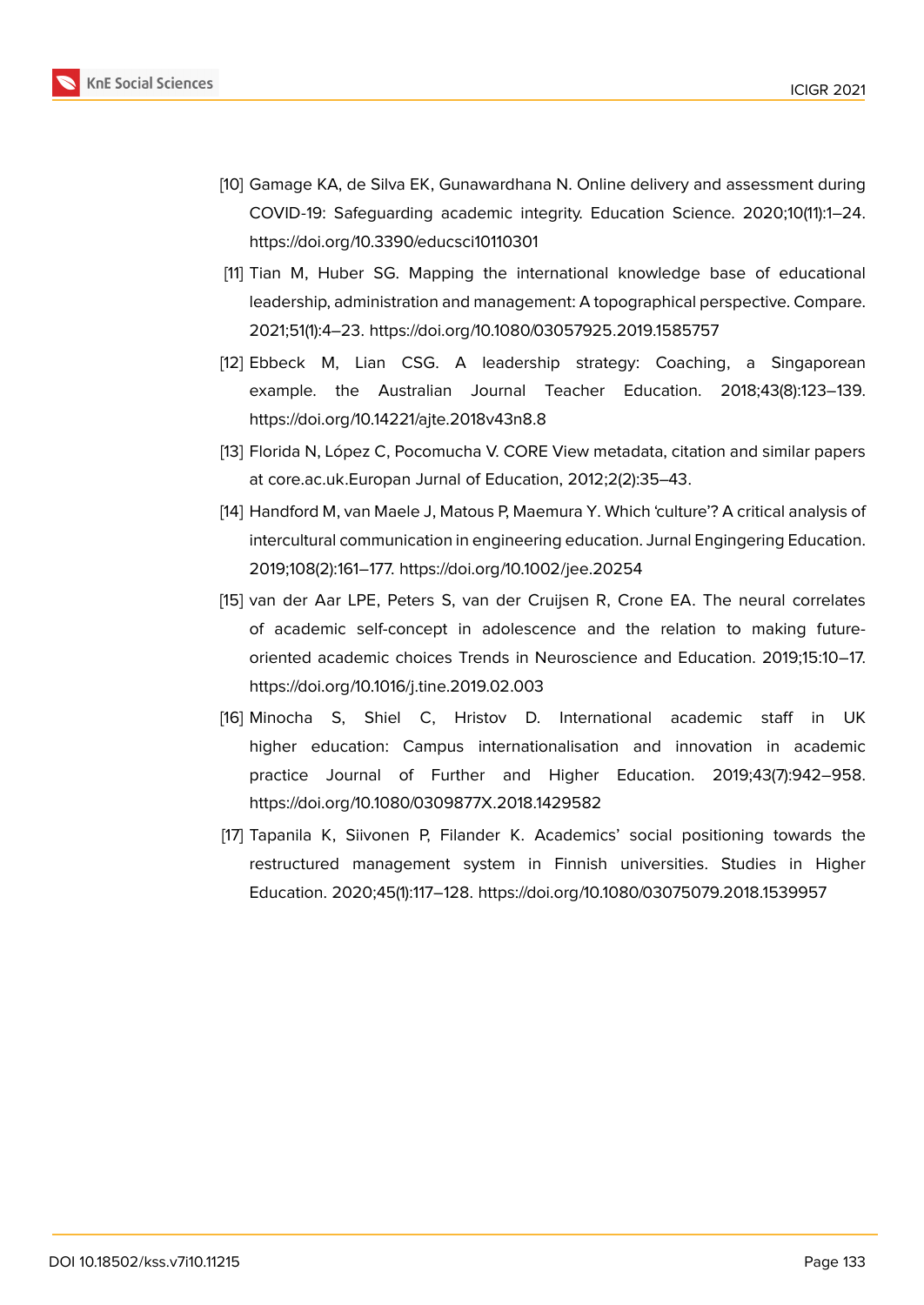[10] Gamage KA, de Silva EK, Gunawardhana N. Online delivery and assessment during COVID-19: Safeguarding academic integrity. Education Science. 2020;10(11):1–24. https://doi.org/10.3390/educsci10110301

[11] Tian M, Huber SG. Mapping the international knowledge base of educational leadership, administration and management: A topographical perspective. Compare. 2021;51(1):4–23. https://doi.org/10.1080/03057925.2019.1585757

[12] Ebbeck M, Lian CSG. A leadership strategy: Coaching, a Singaporean example. the Australian Journal Teacher Education. 2018;43(8):123–139. https://doi.org/10.14221/ajte.2018v43n8.8

[13] Florida N, López C, Pocomucha V. CORE View metadata, citation and similar papers at core.ac.uk.Europan Jurnal of Education, 2012;2(2):35–43.

[14] Handford M, van Maele J, Matous P, Maemura Y. Which 'culture'? A critical analysis of intercultural communication in engineering education. Jurnal Engingering Education. 2019;108(2):161–177. https://doi.org/10.1002/jee.20254

[15] van der Aar LPE, Peters S, van der Cruijsen R, Crone EA. The neural correlates of academic self-concept in adolescence and the relation to making future-oriented academic choices Trends in Neuroscience and Education. 2019;15:10–17. https://doi.org/10.1016/j.tine.2019.02.003

[16] Minocha S, Shiel C, Hristov D. International academic staff in UK higher education: Campus internationalisation and innovation in academic practice Journal of Further and Higher Education. 2019;43(7):942–958. https://doi.org/10.1080/0309877X.2018.1429582

[17] Tapanila K, Siivonen P, Filander K. Academics' social positioning towards the restructured management system in Finnish universities. Studies in Higher Education. 2020;45(1):117–128. https://doi.org/10.1080/03075079.2018.1539957